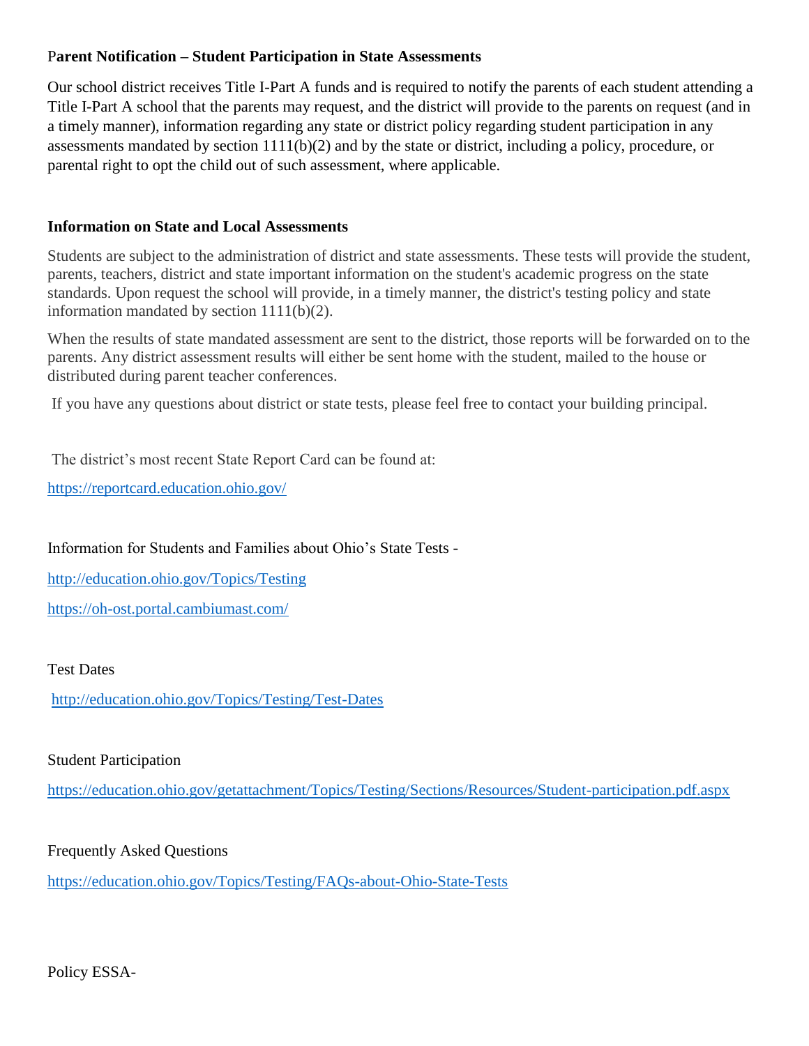**Parent Notification – Student Participation in State Assessments**

Our school district receives Title I-Part A funds and is required to notify the parents of each student attending a Title I-Part A school that the parents may request, and the district will provide to the parents on request (and in a timely manner), information regarding any state or district policy regarding student participation in any assessments mandated by section 1111(b)(2) and by the state or district, including a policy, procedure, or parental right to opt the child out of such assessment, where applicable.

**Information on State and Local Assessments**

Students are subject to the administration of district and state assessments. These tests will provide the student, parents, teachers, district and state important information on the student's academic progress on the state standards. Upon request the school will provide, in a timely manner, the district's testing policy and state information mandated by section 1111(b)(2).

When the results of state mandated assessment are sent to the district, those reports will be forwarded on to the parents. Any district assessment results will either be sent home with the student, mailed to the house or distributed during parent teacher conferences.

If you have any questions about district or state tests, please feel free to contact your building principal.

The district's most recent State Report Card can be found at:

https://reportcard.education.ohio.gov/

Information for Students and Families about Ohio's State Tests -

http://education.ohio.gov/Topics/Testing

https://oh-ost.portal.cambiumast.com/

Test Dates

http://education.ohio.gov/Topics/Testing/Test-Dates

Student Participation

https://education.ohio.gov/getattachment/Topics/Testing/Sections/Resources/Student-participation.pdf.aspx

Frequently Asked Questions

https://education.ohio.gov/Topics/Testing/FAQs-about-Ohio-State-Tests

Policy ESSA-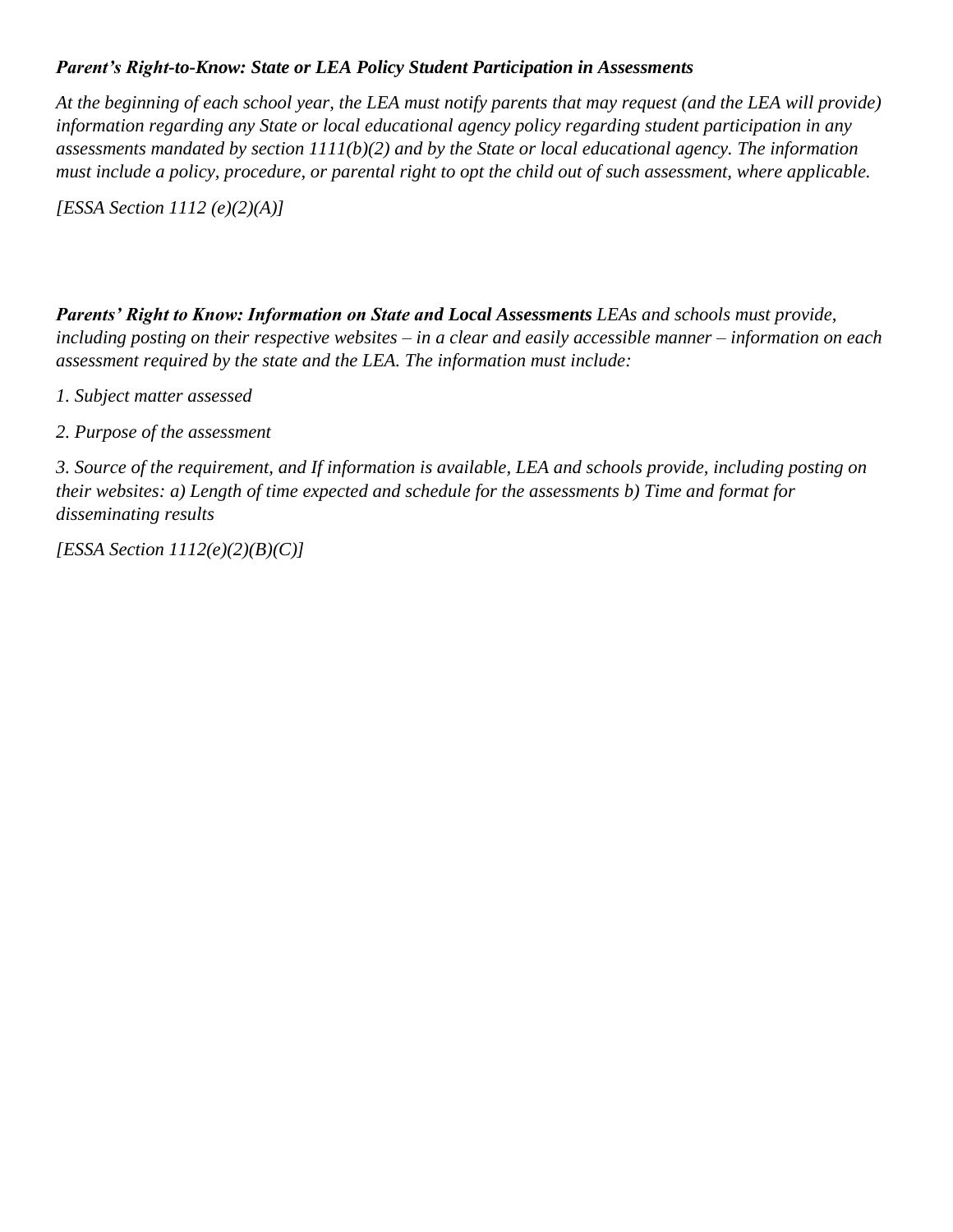***Parent's Right-to-Know: State or LEA Policy Student Participation in Assessments***

*At the beginning of each school year, the LEA must notify parents that may request (and the LEA will provide) information regarding any State or local educational agency policy regarding student participation in any assessments mandated by section 1111(b)(2) and by the State or local educational agency. The information must include a policy, procedure, or parental right to opt the child out of such assessment, where applicable.*

*[ESSA Section 1112 (e)(2)(A)]*

***Parents' Right to Know: Information on State and Local Assessments*** *LEAs and schools must provide, including posting on their respective websites – in a clear and easily accessible manner – information on each assessment required by the state and the LEA. The information must include:*

*1. Subject matter assessed*

*2. Purpose of the assessment*

*3. Source of the requirement, and If information is available, LEA and schools provide, including posting on their websites: a) Length of time expected and schedule for the assessments b) Time and format for disseminating results*

*[ESSA Section 1112(e)(2)(B)(C)]*